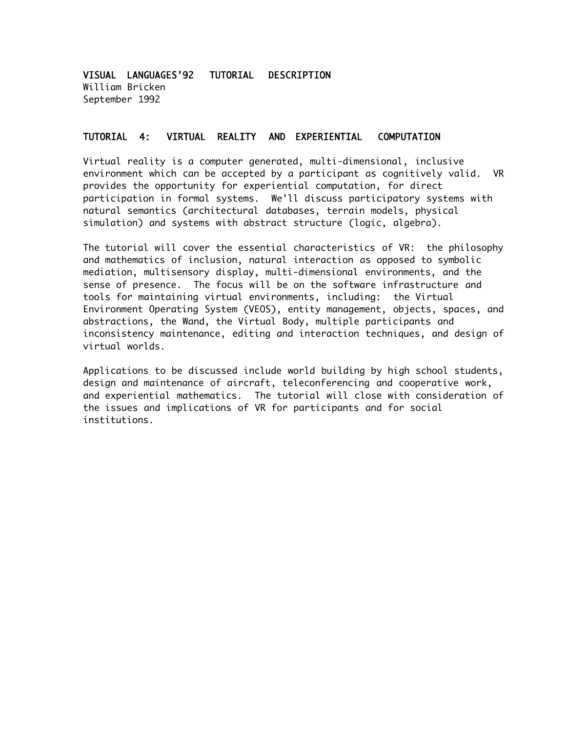# VISUAL LANGUAGES'92 TUTORIAL DESCRIPTION

William Bricken
September 1992

## TUTORIAL 4: VIRTUAL REALITY AND EXPERIENTIAL COMPUTATION

Virtual reality is a computer generated, multi-dimensional, inclusive environment which can be accepted by a participant as cognitively valid. VR provides the opportunity for experiential computation, for direct participation in formal systems. We'll discuss participatory systems with natural semantics (architectural databases, terrain models, physical simulation) and systems with abstract structure (logic, algebra).

The tutorial will cover the essential characteristics of VR: the philosophy and mathematics of inclusion, natural interaction as opposed to symbolic mediation, multisensory display, multi-dimensional environments, and the sense of presence. The focus will be on the software infrastructure and tools for maintaining virtual environments, including: the Virtual Environment Operating System (VEOS), entity management, objects, spaces, and abstractions, the Wand, the Virtual Body, multiple participants and inconsistency maintenance, editing and interaction techniques, and design of virtual worlds.

Applications to be discussed include world building by high school students, design and maintenance of aircraft, teleconferencing and cooperative work, and experiential mathematics. The tutorial will close with consideration of the issues and implications of VR for participants and for social institutions.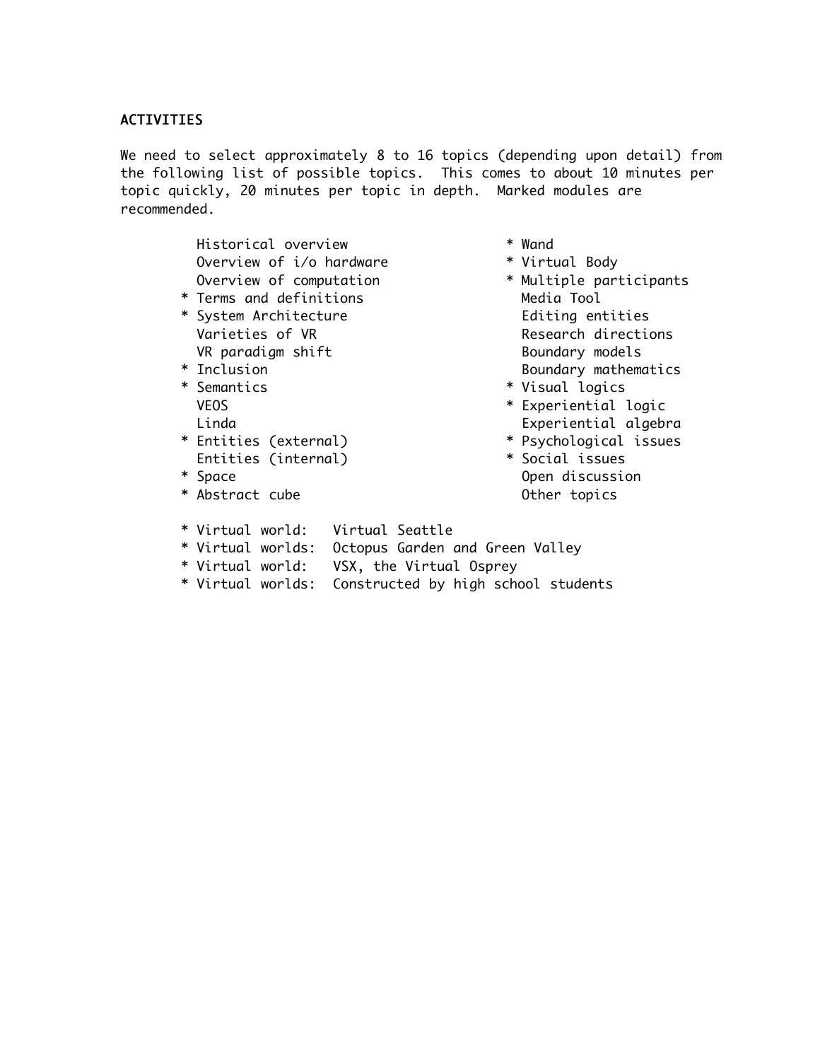**ACTIVITIES**

We need to select approximately 8 to 16 topics (depending upon detail) from the following list of possible topics. This comes to about 10 minutes per topic quickly, 20 minutes per topic in depth. Marked modules are recommended.

```
  Historical overview
  Overview of i/o hardware
  Overview of computation
* Terms and definitions
* System Architecture
  Varieties of VR
  VR paradigm shift
* Inclusion
* Semantics
  VEOS
  Linda
* Entities (external)
  Entities (internal)
* Space
* Abstract cube
* Wand
* Virtual Body
* Multiple participants
  Media Tool
  Editing entities
  Research directions
  Boundary models
  Boundary mathematics
* Visual logics
* Experiential logic
  Experiential algebra
* Psychological issues
* Social issues
  Open discussion
  Other topics

* Virtual world:   Virtual Seattle
* Virtual worlds:  Octopus Garden and Green Valley
* Virtual world:   VSX, the Virtual Osprey
* Virtual worlds:  Constructed by high school students
```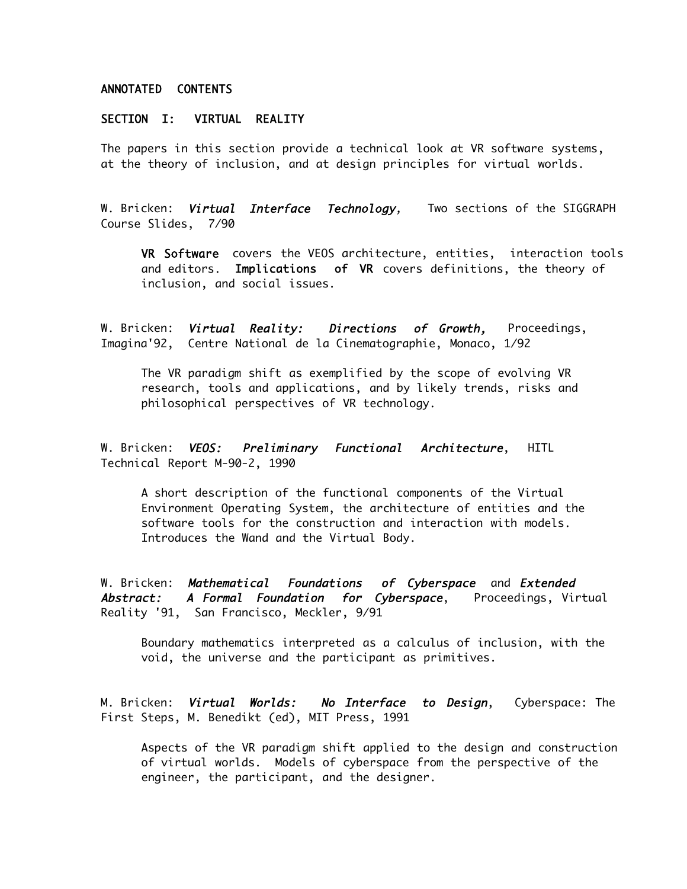## ANNOTATED CONTENTS

### SECTION I: VIRTUAL REALITY

The papers in this section provide a technical look at VR software systems, at the theory of inclusion, and at design principles for virtual worlds.

W. Bricken: *Virtual Interface Technology,* Two sections of the SIGGRAPH Course Slides, 7/90

> **VR Software** covers the VEOS architecture, entities, interaction tools and editors. **Implications of VR** covers definitions, the theory of inclusion, and social issues.

W. Bricken: *Virtual Reality: Directions of Growth,* Proceedings, Imagina'92, Centre National de la Cinematographie, Monaco, 1/92

> The VR paradigm shift as exemplified by the scope of evolving VR research, tools and applications, and by likely trends, risks and philosophical perspectives of VR technology.

W. Bricken: *VEOS: Preliminary Functional Architecture*, HITL Technical Report M-90-2, 1990

> A short description of the functional components of the Virtual Environment Operating System, the architecture of entities and the software tools for the construction and interaction with models. Introduces the Wand and the Virtual Body.

W. Bricken: *Mathematical Foundations of Cyberspace* and *Extended Abstract: A Formal Foundation for Cyberspace*, Proceedings, Virtual Reality '91, San Francisco, Meckler, 9/91

> Boundary mathematics interpreted as a calculus of inclusion, with the void, the universe and the participant as primitives.

M. Bricken: *Virtual Worlds: No Interface to Design*, Cyberspace: The First Steps, M. Benedikt (ed), MIT Press, 1991

> Aspects of the VR paradigm shift applied to the design and construction of virtual worlds. Models of cyberspace from the perspective of the engineer, the participant, and the designer.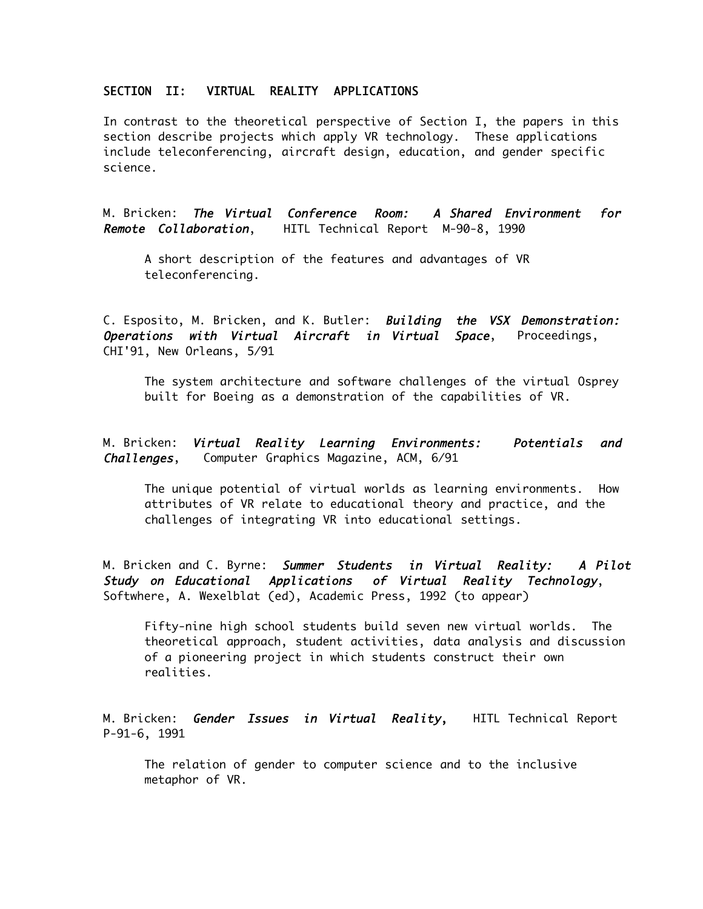## SECTION II: VIRTUAL REALITY APPLICATIONS

In contrast to the theoretical perspective of Section I, the papers in this section describe projects which apply VR technology. These applications include teleconferencing, aircraft design, education, and gender specific science.

M. Bricken: ***The Virtual Conference Room: A Shared Environment for Remote Collaboration***, HITL Technical Report M-90-8, 1990

> A short description of the features and advantages of VR teleconferencing.

C. Esposito, M. Bricken, and K. Butler: ***Building the VSX Demonstration: Operations with Virtual Aircraft in Virtual Space***, Proceedings, CHI'91, New Orleans, 5/91

> The system architecture and software challenges of the virtual Osprey built for Boeing as a demonstration of the capabilities of VR.

M. Bricken: ***Virtual Reality Learning Environments: Potentials and Challenges***, Computer Graphics Magazine, ACM, 6/91

> The unique potential of virtual worlds as learning environments. How attributes of VR relate to educational theory and practice, and the challenges of integrating VR into educational settings.

M. Bricken and C. Byrne: ***Summer Students in Virtual Reality: A Pilot Study on Educational Applications of Virtual Reality Technology***, Softwhere, A. Wexelblat (ed), Academic Press, 1992 (to appear)

> Fifty-nine high school students build seven new virtual worlds. The theoretical approach, student activities, data analysis and discussion of a pioneering project in which students construct their own realities.

M. Bricken: ***Gender Issues in Virtual Reality***, HITL Technical Report P-91-6, 1991

> The relation of gender to computer science and to the inclusive metaphor of VR.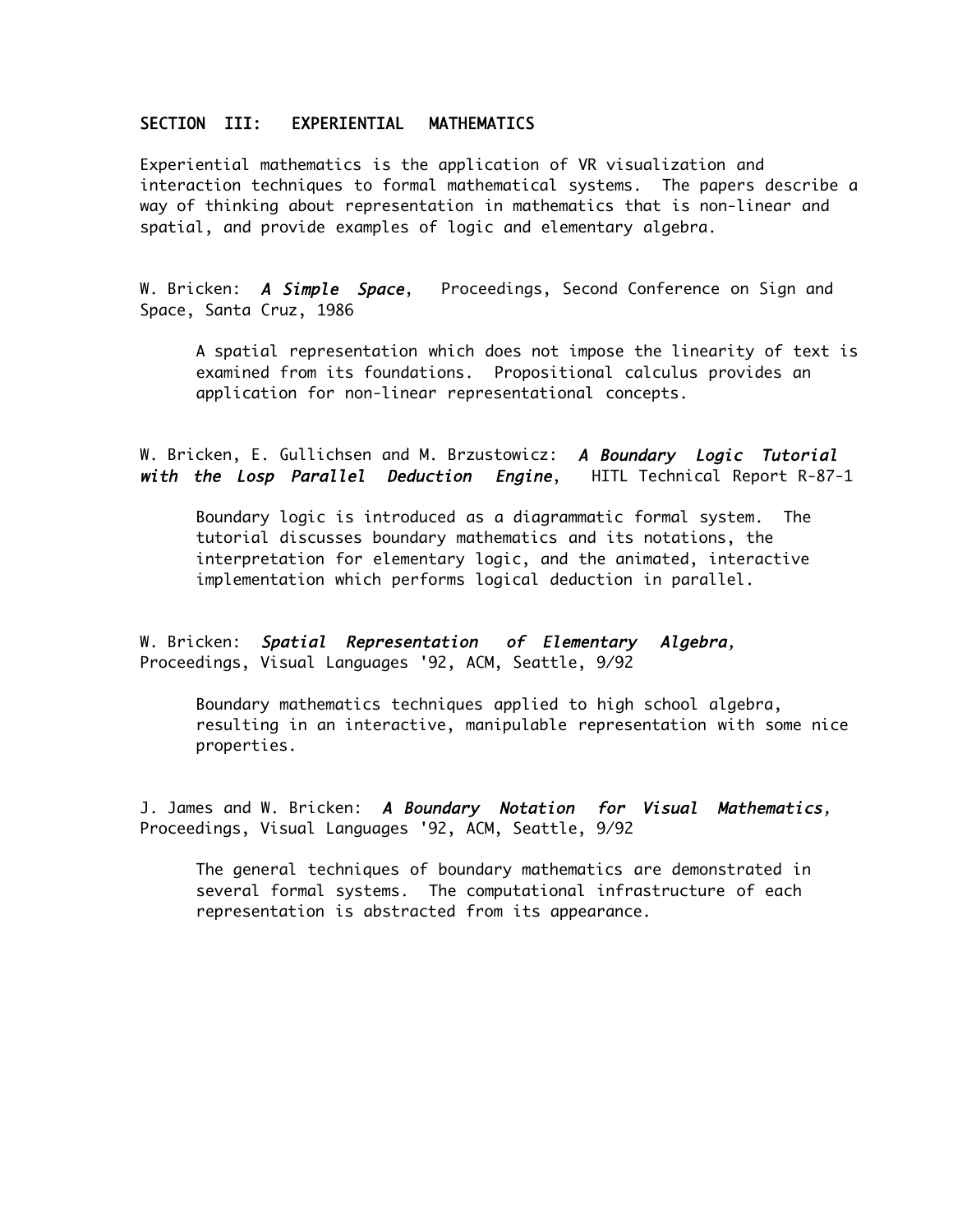## SECTION III: EXPERIENTIAL MATHEMATICS

Experiential mathematics is the application of VR visualization and interaction techniques to formal mathematical systems. The papers describe a way of thinking about representation in mathematics that is non-linear and spatial, and provide examples of logic and elementary algebra.

W. Bricken: ***A Simple Space***, Proceedings, Second Conference on Sign and Space, Santa Cruz, 1986

> A spatial representation which does not impose the linearity of text is examined from its foundations. Propositional calculus provides an application for non-linear representational concepts.

W. Bricken, E. Gullichsen and M. Brzustowicz: ***A Boundary Logic Tutorial with the Losp Parallel Deduction Engine***, HITL Technical Report R-87-1

> Boundary logic is introduced as a diagrammatic formal system. The tutorial discusses boundary mathematics and its notations, the interpretation for elementary logic, and the animated, interactive implementation which performs logical deduction in parallel.

W. Bricken: ***Spatial Representation of Elementary Algebra,*** Proceedings, Visual Languages '92, ACM, Seattle, 9/92

> Boundary mathematics techniques applied to high school algebra, resulting in an interactive, manipulable representation with some nice properties.

J. James and W. Bricken: ***A Boundary Notation for Visual Mathematics,*** Proceedings, Visual Languages '92, ACM, Seattle, 9/92

> The general techniques of boundary mathematics are demonstrated in several formal systems. The computational infrastructure of each representation is abstracted from its appearance.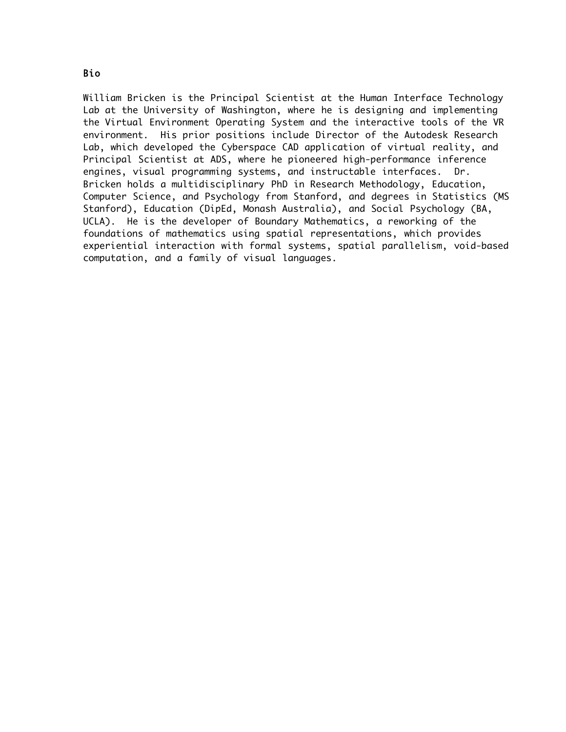## Bio

William Bricken is the Principal Scientist at the Human Interface Technology Lab at the University of Washington, where he is designing and implementing the Virtual Environment Operating System and the interactive tools of the VR environment. His prior positions include Director of the Autodesk Research Lab, which developed the Cyberspace CAD application of virtual reality, and Principal Scientist at ADS, where he pioneered high-performance inference engines, visual programming systems, and instructable interfaces. Dr. Bricken holds a multidisciplinary PhD in Research Methodology, Education, Computer Science, and Psychology from Stanford, and degrees in Statistics (MS Stanford), Education (DipEd, Monash Australia), and Social Psychology (BA, UCLA). He is the developer of Boundary Mathematics, a reworking of the foundations of mathematics using spatial representations, which provides experiential interaction with formal systems, spatial parallelism, void-based computation, and a family of visual languages.